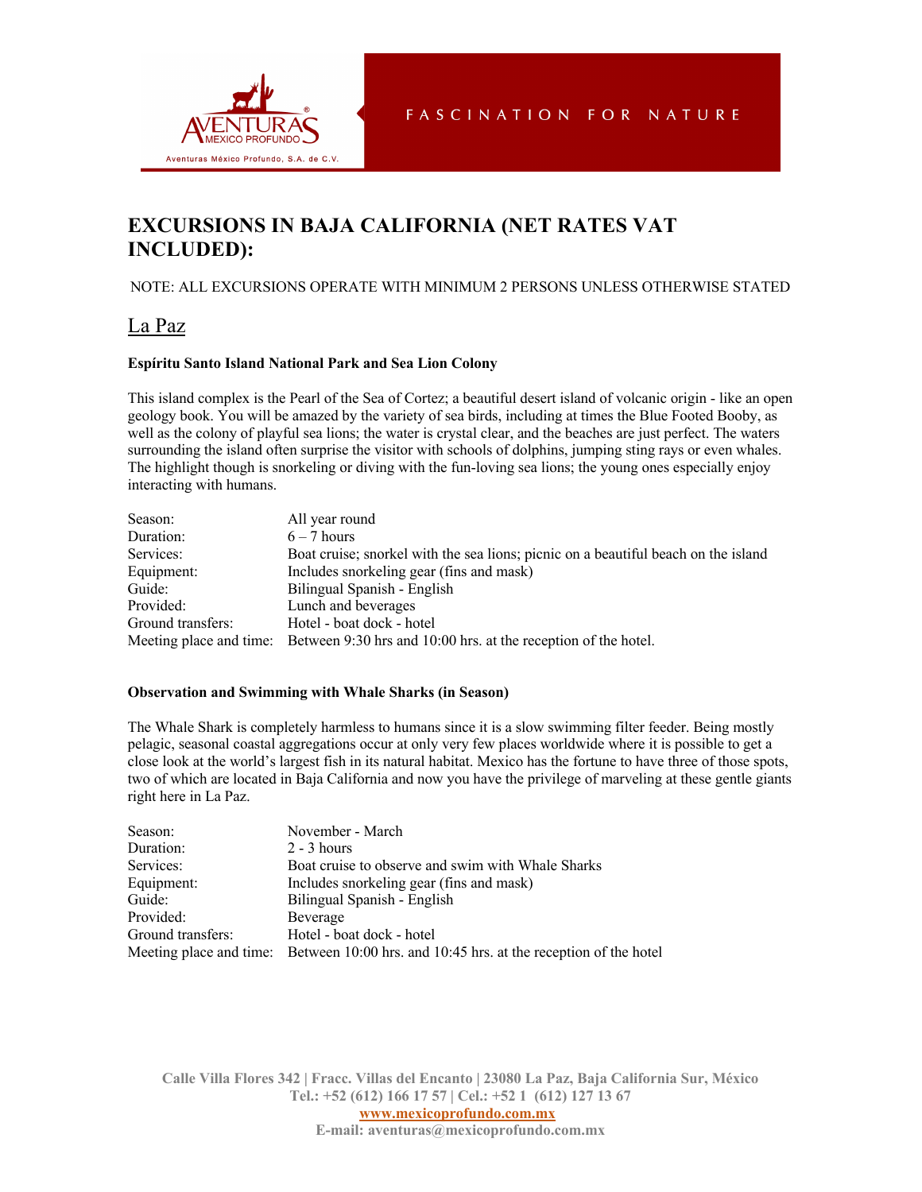AVENTURAS MEXICO PROFUNDO®

Aventuras México Profundo, S.A. de C.V.

FASCINATION FOR NATURE

# EXCURSIONS IN BAJA CALIFORNIA (NET RATES VAT INCLUDED):

NOTE: ALL EXCURSIONS OPERATE WITH MINIMUM 2 PERSONS UNLESS OTHERWISE STATED

## La Paz

### Espíritu Santo Island National Park and Sea Lion Colony

This island complex is the Pearl of the Sea of Cortez; a beautiful desert island of volcanic origin - like an open geology book. You will be amazed by the variety of sea birds, including at times the Blue Footed Booby, as well as the colony of playful sea lions; the water is crystal clear, and the beaches are just perfect. The waters surrounding the island often surprise the visitor with schools of dolphins, jumping sting rays or even whales. The highlight though is snorkeling or diving with the fun-loving sea lions; the young ones especially enjoy interacting with humans.

| | |
|---|---|
| Season: | All year round |
| Duration: | 6 – 7 hours |
| Services: | Boat cruise; snorkel with the sea lions; picnic on a beautiful beach on the island |
| Equipment: | Includes snorkeling gear (fins and mask) |
| Guide: | Bilingual Spanish - English |
| Provided: | Lunch and beverages |
| Ground transfers: | Hotel - boat dock - hotel |
| Meeting place and time: | Between 9:30 hrs and 10:00 hrs. at the reception of the hotel. |

### Observation and Swimming with Whale Sharks (in Season)

The Whale Shark is completely harmless to humans since it is a slow swimming filter feeder. Being mostly pelagic, seasonal coastal aggregations occur at only very few places worldwide where it is possible to get a close look at the world's largest fish in its natural habitat. Mexico has the fortune to have three of those spots, two of which are located in Baja California and now you have the privilege of marveling at these gentle giants right here in La Paz.

| | |
|---|---|
| Season: | November - March |
| Duration: | 2 - 3 hours |
| Services: | Boat cruise to observe and swim with Whale Sharks |
| Equipment: | Includes snorkeling gear (fins and mask) |
| Guide: | Bilingual Spanish - English |
| Provided: | Beverage |
| Ground transfers: | Hotel - boat dock - hotel |
| Meeting place and time: | Between 10:00 hrs. and 10:45 hrs. at the reception of the hotel |

Calle Villa Flores 342 | Fracc. Villas del Encanto | 23080 La Paz, Baja California Sur, México
Tel.: +52 (612) 166 17 57 | Cel.: +52 1 (612) 127 13 67
www.mexicoprofundo.com.mx
E-mail: aventuras@mexicoprofundo.com.mx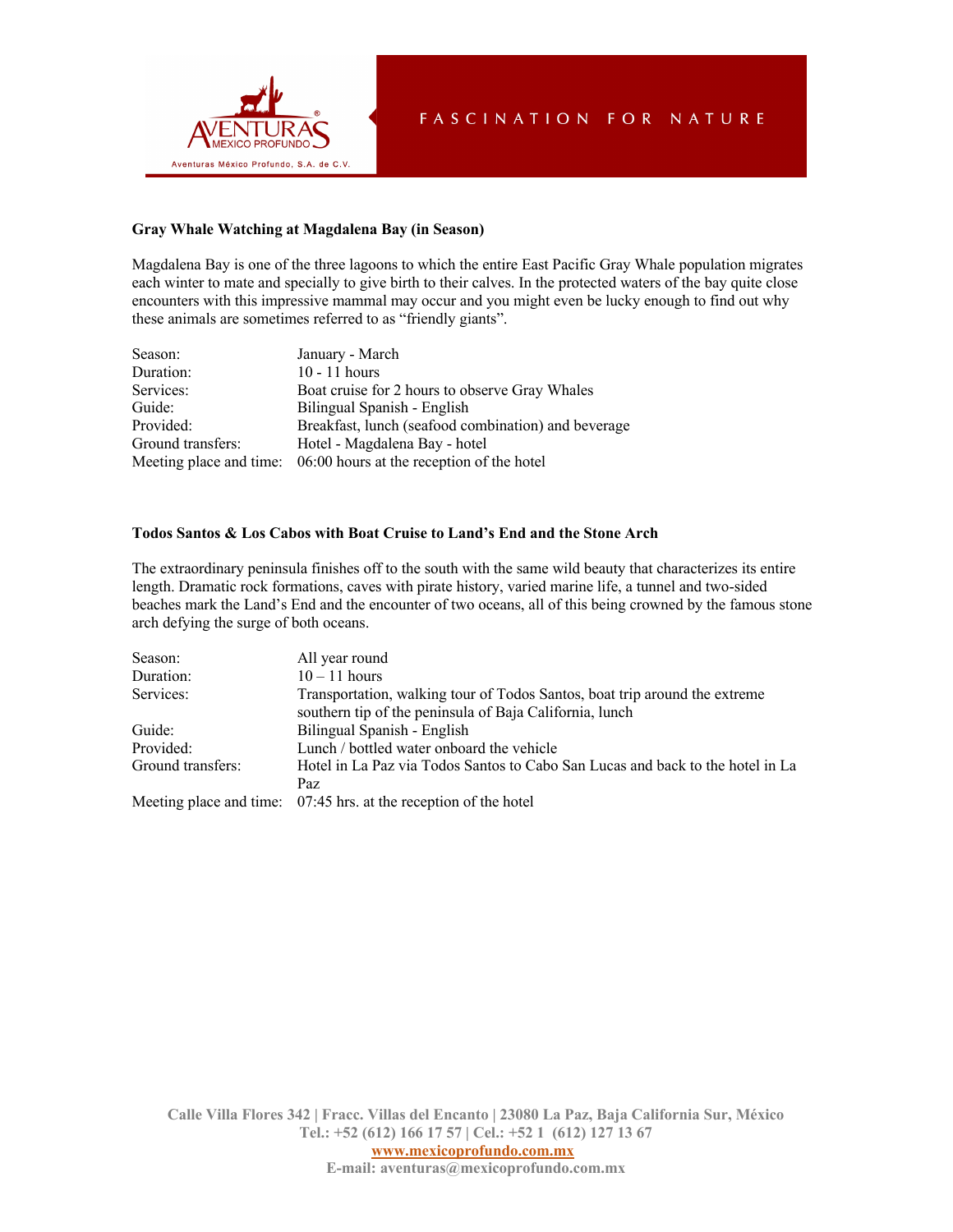### Gray Whale Watching at Magdalena Bay (in Season)

Magdalena Bay is one of the three lagoons to which the entire East Pacific Gray Whale population migrates each winter to mate and specially to give birth to their calves. In the protected waters of the bay quite close encounters with this impressive mammal may occur and you might even be lucky enough to find out why these animals are sometimes referred to as "friendly giants".

| | |
|---|---|
| Season: | January - March |
| Duration: | 10 - 11 hours |
| Services: | Boat cruise for 2 hours to observe Gray Whales |
| Guide: | Bilingual Spanish - English |
| Provided: | Breakfast, lunch (seafood combination) and beverage |
| Ground transfers: | Hotel - Magdalena Bay - hotel |
| Meeting place and time: | 06:00 hours at the reception of the hotel |

### Todos Santos & Los Cabos with Boat Cruise to Land's End and the Stone Arch

The extraordinary peninsula finishes off to the south with the same wild beauty that characterizes its entire length. Dramatic rock formations, caves with pirate history, varied marine life, a tunnel and two-sided beaches mark the Land's End and the encounter of two oceans, all of this being crowned by the famous stone arch defying the surge of both oceans.

| | |
|---|---|
| Season: | All year round |
| Duration: | 10 – 11 hours |
| Services: | Transportation, walking tour of Todos Santos, boat trip around the extreme southern tip of the peninsula of Baja California, lunch |
| Guide: | Bilingual Spanish - English |
| Provided: | Lunch / bottled water onboard the vehicle |
| Ground transfers: | Hotel in La Paz via Todos Santos to Cabo San Lucas and back to the hotel in La Paz |
| Meeting place and time: | 07:45 hrs. at the reception of the hotel |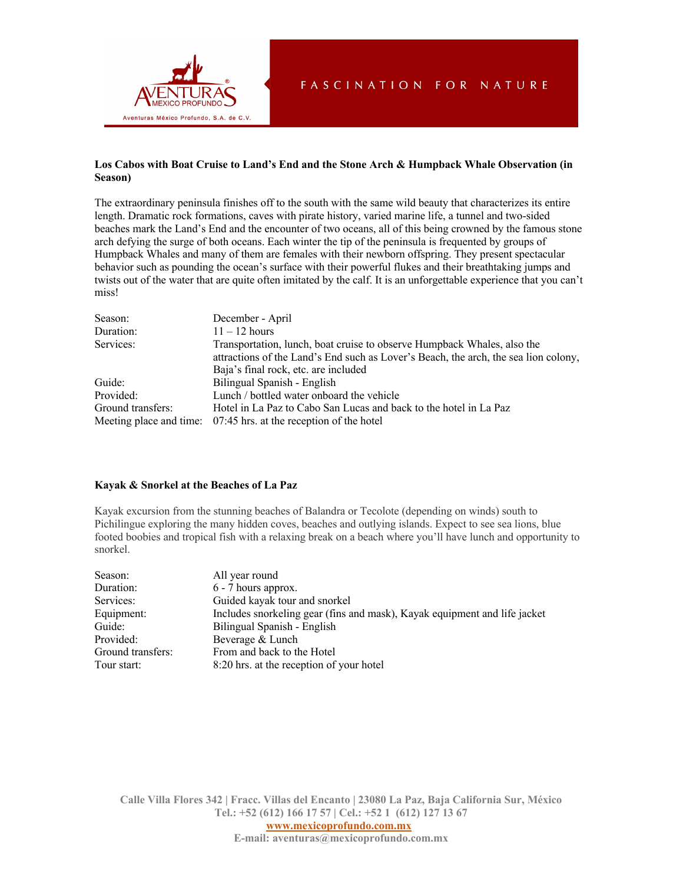## Los Cabos with Boat Cruise to Land's End and the Stone Arch & Humpback Whale Observation (in Season)

The extraordinary peninsula finishes off to the south with the same wild beauty that characterizes its entire length. Dramatic rock formations, caves with pirate history, varied marine life, a tunnel and two-sided beaches mark the Land's End and the encounter of two oceans, all of this being crowned by the famous stone arch defying the surge of both oceans. Each winter the tip of the peninsula is frequented by groups of Humpback Whales and many of them are females with their newborn offspring. They present spectacular behavior such as pounding the ocean's surface with their powerful flukes and their breathtaking jumps and twists out of the water that are quite often imitated by the calf. It is an unforgettable experience that you can't miss!

| | |
|---|---|
| Season: | December - April |
| Duration: | 11 – 12 hours |
| Services: | Transportation, lunch, boat cruise to observe Humpback Whales, also the attractions of the Land's End such as Lover's Beach, the arch, the sea lion colony, Baja's final rock, etc. are included |
| Guide: | Bilingual Spanish - English |
| Provided: | Lunch / bottled water onboard the vehicle |
| Ground transfers: | Hotel in La Paz to Cabo San Lucas and back to the hotel in La Paz |
| Meeting place and time: | 07:45 hrs. at the reception of the hotel |

## Kayak & Snorkel at the Beaches of La Paz

Kayak excursion from the stunning beaches of Balandra or Tecolote (depending on winds) south to Pichilingue exploring the many hidden coves, beaches and outlying islands. Expect to see sea lions, blue footed boobies and tropical fish with a relaxing break on a beach where you'll have lunch and opportunity to snorkel.

| | |
|---|---|
| Season: | All year round |
| Duration: | 6 - 7 hours approx. |
| Services: | Guided kayak tour and snorkel |
| Equipment: | Includes snorkeling gear (fins and mask), Kayak equipment and life jacket |
| Guide: | Bilingual Spanish - English |
| Provided: | Beverage & Lunch |
| Ground transfers: | From and back to the Hotel |
| Tour start: | 8:20 hrs. at the reception of your hotel |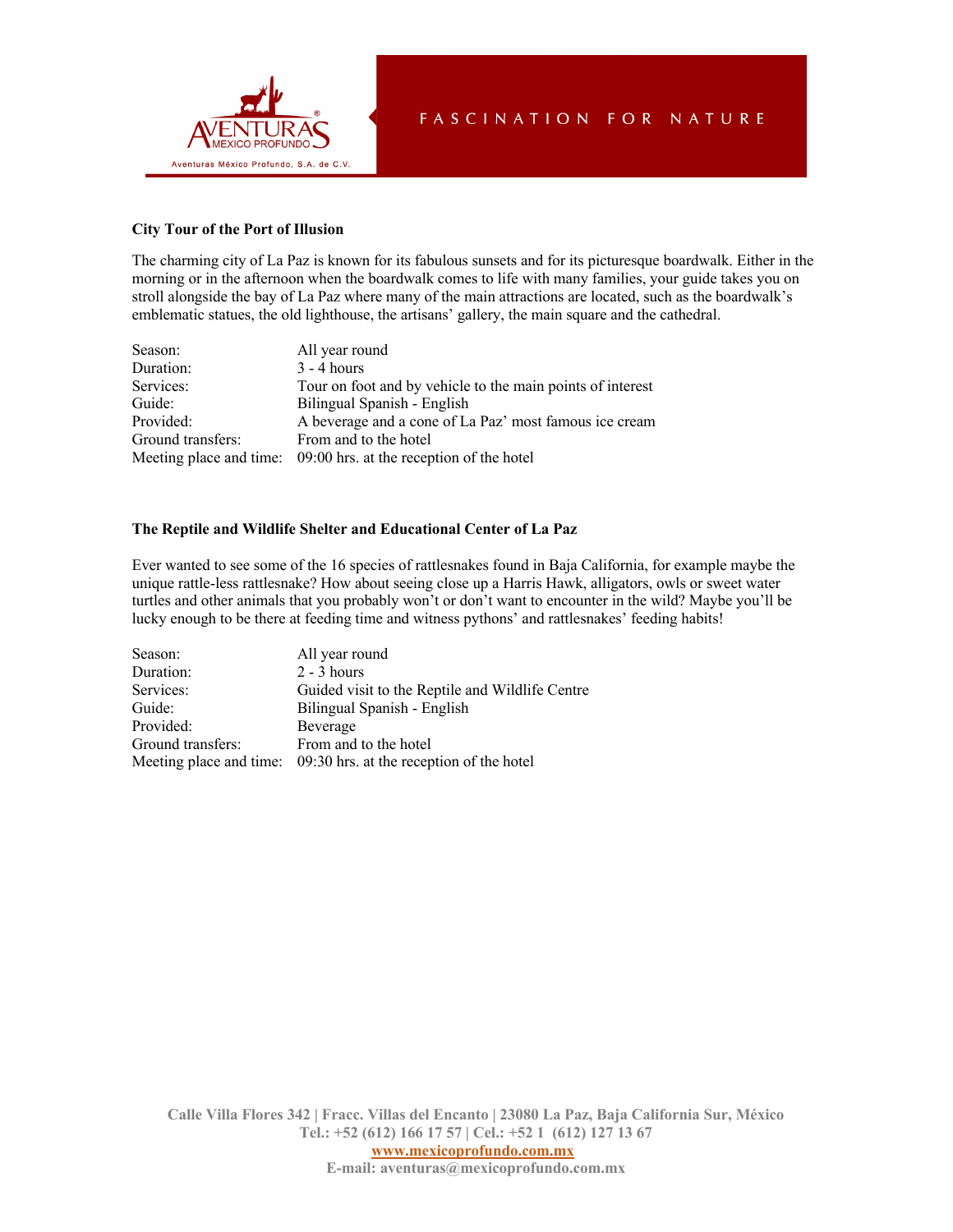### City Tour of the Port of Illusion

The charming city of La Paz is known for its fabulous sunsets and for its picturesque boardwalk. Either in the morning or in the afternoon when the boardwalk comes to life with many families, your guide takes you on stroll alongside the bay of La Paz where many of the main attractions are located, such as the boardwalk's emblematic statues, the old lighthouse, the artisans' gallery, the main square and the cathedral.

| | |
|---|---|
| Season: | All year round |
| Duration: | 3 - 4 hours |
| Services: | Tour on foot and by vehicle to the main points of interest |
| Guide: | Bilingual Spanish - English |
| Provided: | A beverage and a cone of La Paz' most famous ice cream |
| Ground transfers: | From and to the hotel |
| Meeting place and time: | 09:00 hrs. at the reception of the hotel |

### The Reptile and Wildlife Shelter and Educational Center of La Paz

Ever wanted to see some of the 16 species of rattlesnakes found in Baja California, for example maybe the unique rattle-less rattlesnake? How about seeing close up a Harris Hawk, alligators, owls or sweet water turtles and other animals that you probably won't or don't want to encounter in the wild? Maybe you'll be lucky enough to be there at feeding time and witness pythons' and rattlesnakes' feeding habits!

| | |
|---|---|
| Season: | All year round |
| Duration: | 2 - 3 hours |
| Services: | Guided visit to the Reptile and Wildlife Centre |
| Guide: | Bilingual Spanish - English |
| Provided: | Beverage |
| Ground transfers: | From and to the hotel |
| Meeting place and time: | 09:30 hrs. at the reception of the hotel |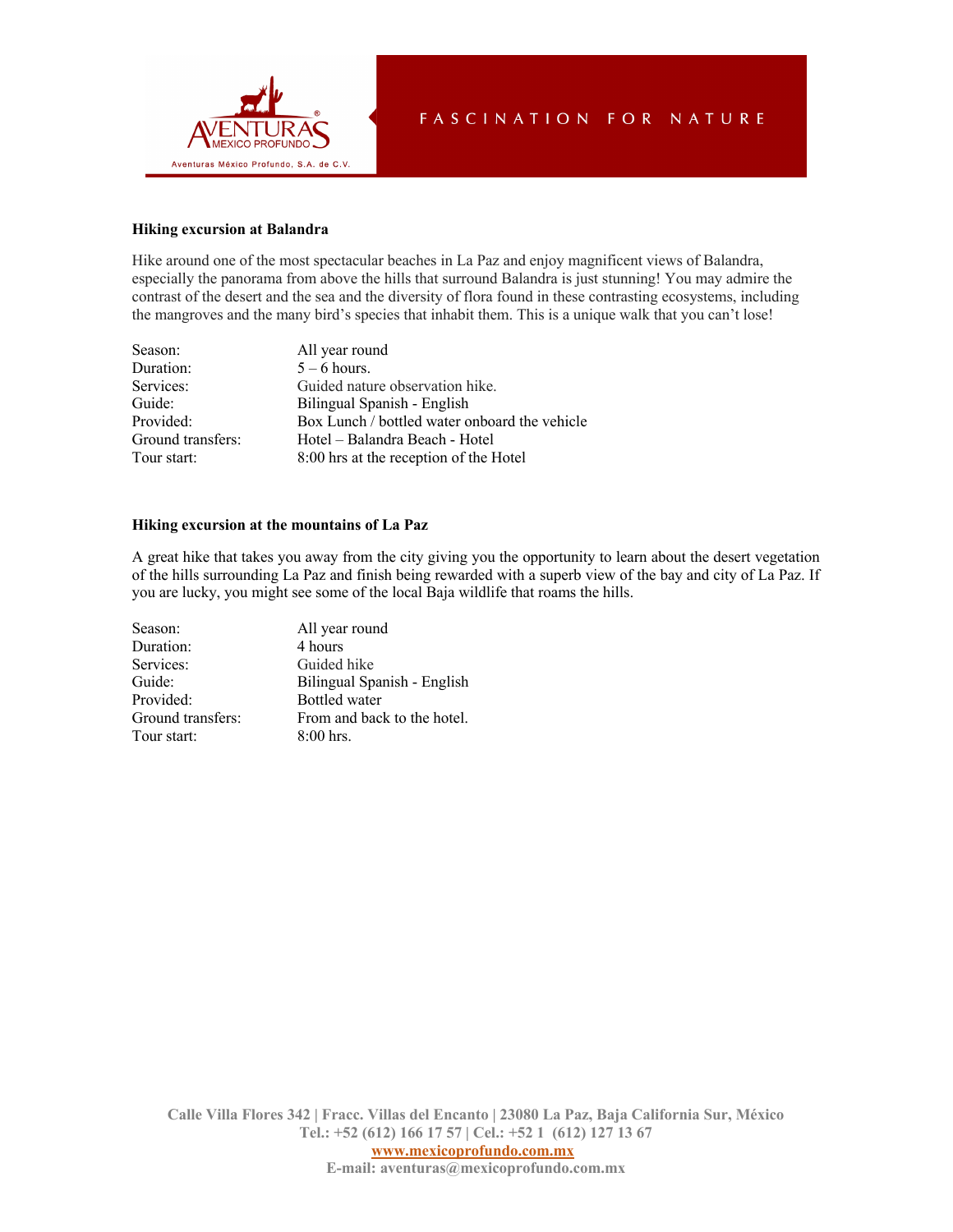### Hiking excursion at Balandra

Hike around one of the most spectacular beaches in La Paz and enjoy magnificent views of Balandra, especially the panorama from above the hills that surround Balandra is just stunning! You may admire the contrast of the desert and the sea and the diversity of flora found in these contrasting ecosystems, including the mangroves and the many bird's species that inhabit them. This is a unique walk that you can't lose!

| | |
|---|---|
| Season: | All year round |
| Duration: | 5 – 6 hours. |
| Services: | Guided nature observation hike. |
| Guide: | Bilingual Spanish - English |
| Provided: | Box Lunch / bottled water onboard the vehicle |
| Ground transfers: | Hotel – Balandra Beach - Hotel |
| Tour start: | 8:00 hrs at the reception of the Hotel |

### Hiking excursion at the mountains of La Paz

A great hike that takes you away from the city giving you the opportunity to learn about the desert vegetation of the hills surrounding La Paz and finish being rewarded with a superb view of the bay and city of La Paz. If you are lucky, you might see some of the local Baja wildlife that roams the hills.

| | |
|---|---|
| Season: | All year round |
| Duration: | 4 hours |
| Services: | Guided hike |
| Guide: | Bilingual Spanish - English |
| Provided: | Bottled water |
| Ground transfers: | From and back to the hotel. |
| Tour start: | 8:00 hrs. |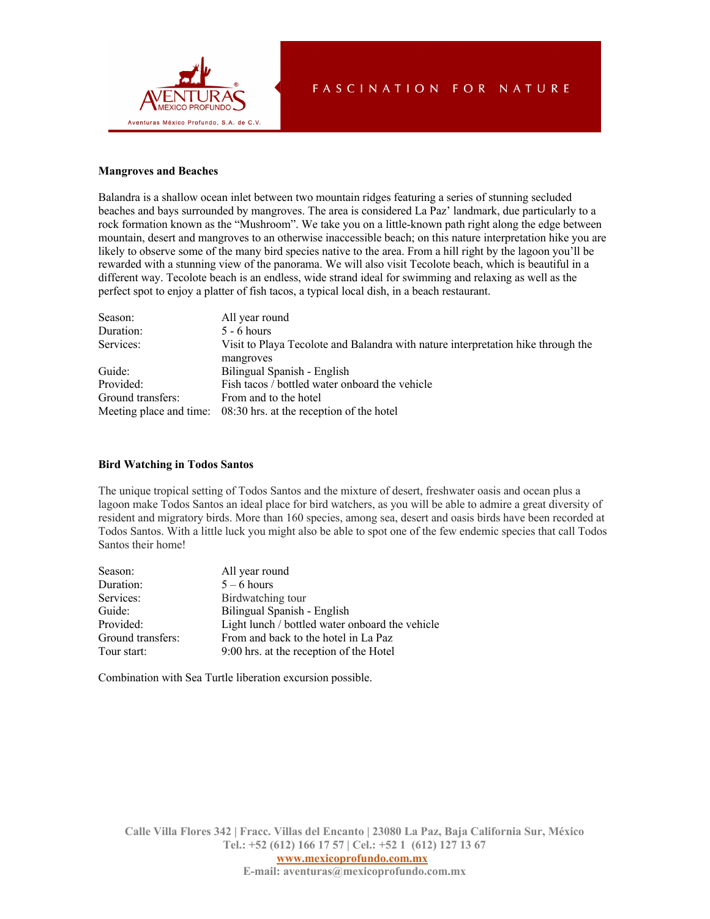**Mangroves and Beaches**

Balandra is a shallow ocean inlet between two mountain ridges featuring a series of stunning secluded beaches and bays surrounded by mangroves. The area is considered La Paz' landmark, due particularly to a rock formation known as the "Mushroom". We take you on a little-known path right along the edge between mountain, desert and mangroves to an otherwise inaccessible beach; on this nature interpretation hike you are likely to observe some of the many bird species native to the area. From a hill right by the lagoon you'll be rewarded with a stunning view of the panorama. We will also visit Tecolote beach, which is beautiful in a different way. Tecolote beach is an endless, wide strand ideal for swimming and relaxing as well as the perfect spot to enjoy a platter of fish tacos, a typical local dish, in a beach restaurant.

| | |
|---|---|
| Season: | All year round |
| Duration: | 5 - 6 hours |
| Services: | Visit to Playa Tecolote and Balandra with nature interpretation hike through the mangroves |
| Guide: | Bilingual Spanish - English |
| Provided: | Fish tacos / bottled water onboard the vehicle |
| Ground transfers: | From and to the hotel |
| Meeting place and time: | 08:30 hrs. at the reception of the hotel |

**Bird Watching in Todos Santos**

The unique tropical setting of Todos Santos and the mixture of desert, freshwater oasis and ocean plus a lagoon make Todos Santos an ideal place for bird watchers, as you will be able to admire a great diversity of resident and migratory birds. More than 160 species, among sea, desert and oasis birds have been recorded at Todos Santos. With a little luck you might also be able to spot one of the few endemic species that call Todos Santos their home!

| | |
|---|---|
| Season: | All year round |
| Duration: | 5 – 6 hours |
| Services: | Birdwatching tour |
| Guide: | Bilingual Spanish - English |
| Provided: | Light lunch / bottled water onboard the vehicle |
| Ground transfers: | From and back to the hotel in La Paz |
| Tour start: | 9:00 hrs. at the reception of the Hotel |

Combination with Sea Turtle liberation excursion possible.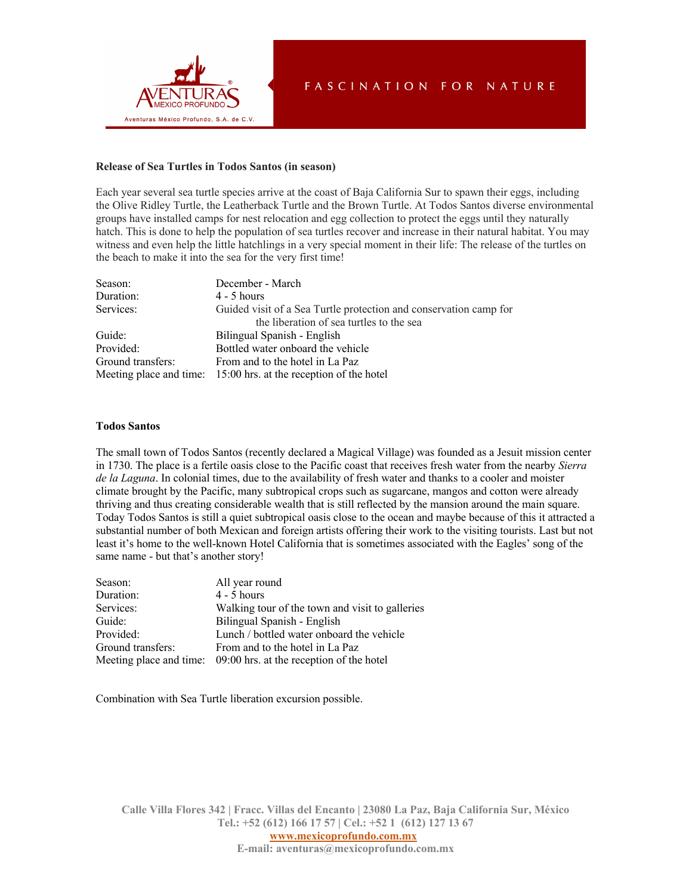**Release of Sea Turtles in Todos Santos (in season)**

Each year several sea turtle species arrive at the coast of Baja California Sur to spawn their eggs, including the Olive Ridley Turtle, the Leatherback Turtle and the Brown Turtle. At Todos Santos diverse environmental groups have installed camps for nest relocation and egg collection to protect the eggs until they naturally hatch. This is done to help the population of sea turtles recover and increase in their natural habitat. You may witness and even help the little hatchlings in a very special moment in their life: The release of the turtles on the beach to make it into the sea for the very first time!

| | |
|---|---|
| Season: | December - March |
| Duration: | 4 - 5 hours |
| Services: | Guided visit of a Sea Turtle protection and conservation camp for the liberation of sea turtles to the sea |
| Guide: | Bilingual Spanish - English |
| Provided: | Bottled water onboard the vehicle |
| Ground transfers: | From and to the hotel in La Paz |
| Meeting place and time: | 15:00 hrs. at the reception of the hotel |

**Todos Santos**

The small town of Todos Santos (recently declared a Magical Village) was founded as a Jesuit mission center in 1730. The place is a fertile oasis close to the Pacific coast that receives fresh water from the nearby *Sierra de la Laguna*. In colonial times, due to the availability of fresh water and thanks to a cooler and moister climate brought by the Pacific, many subtropical crops such as sugarcane, mangos and cotton were already thriving and thus creating considerable wealth that is still reflected by the mansion around the main square. Today Todos Santos is still a quiet subtropical oasis close to the ocean and maybe because of this it attracted a substantial number of both Mexican and foreign artists offering their work to the visiting tourists. Last but not least it's home to the well-known Hotel California that is sometimes associated with the Eagles' song of the same name - but that's another story!

| | |
|---|---|
| Season: | All year round |
| Duration: | 4 - 5 hours |
| Services: | Walking tour of the town and visit to galleries |
| Guide: | Bilingual Spanish - English |
| Provided: | Lunch / bottled water onboard the vehicle |
| Ground transfers: | From and to the hotel in La Paz |
| Meeting place and time: | 09:00 hrs. at the reception of the hotel |

Combination with Sea Turtle liberation excursion possible.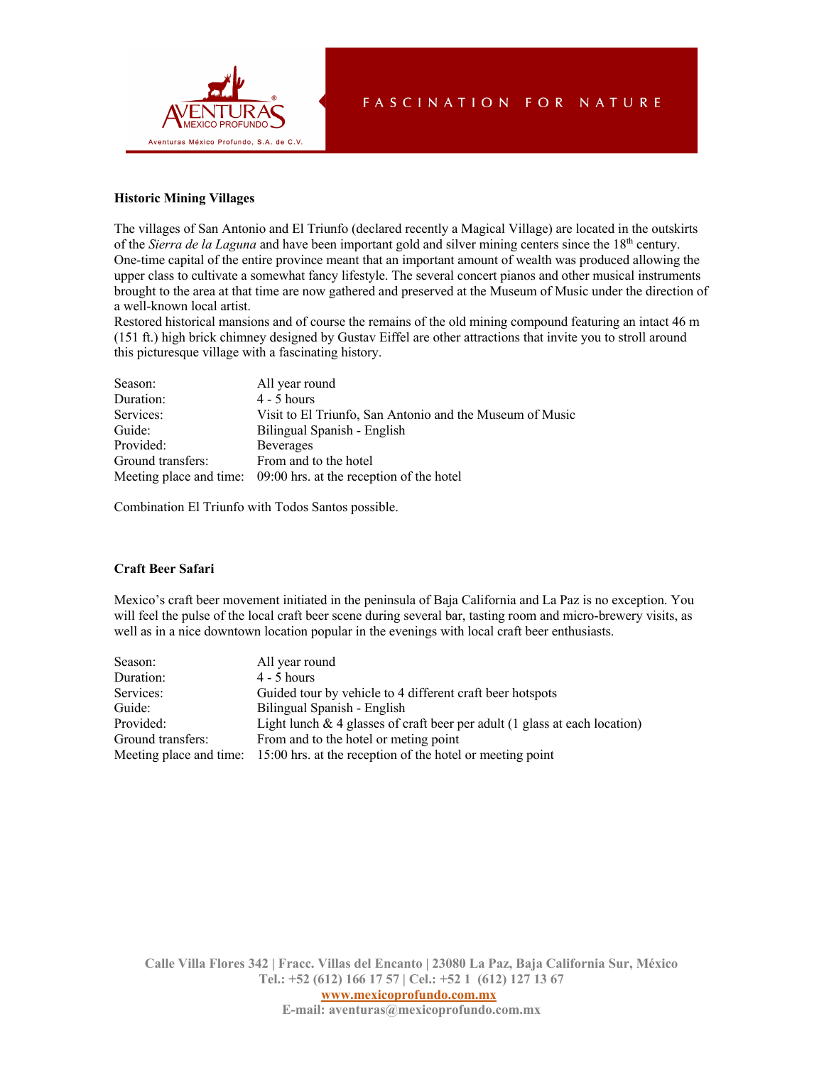## Historic Mining Villages

The villages of San Antonio and El Triunfo (declared recently a Magical Village) are located in the outskirts of the *Sierra de la Laguna* and have been important gold and silver mining centers since the 18th century. One-time capital of the entire province meant that an important amount of wealth was produced allowing the upper class to cultivate a somewhat fancy lifestyle. The several concert pianos and other musical instruments brought to the area at that time are now gathered and preserved at the Museum of Music under the direction of a well-known local artist.
Restored historical mansions and of course the remains of the old mining compound featuring an intact 46 m (151 ft.) high brick chimney designed by Gustav Eiffel are other attractions that invite you to stroll around this picturesque village with a fascinating history.

| | |
|---|---|
| Season: | All year round |
| Duration: | 4 - 5 hours |
| Services: | Visit to El Triunfo, San Antonio and the Museum of Music |
| Guide: | Bilingual Spanish - English |
| Provided: | Beverages |
| Ground transfers: | From and to the hotel |
| Meeting place and time: | 09:00 hrs. at the reception of the hotel |

Combination El Triunfo with Todos Santos possible.

## Craft Beer Safari

Mexico's craft beer movement initiated in the peninsula of Baja California and La Paz is no exception. You will feel the pulse of the local craft beer scene during several bar, tasting room and micro-brewery visits, as well as in a nice downtown location popular in the evenings with local craft beer enthusiasts.

| | |
|---|---|
| Season: | All year round |
| Duration: | 4 - 5 hours |
| Services: | Guided tour by vehicle to 4 different craft beer hotspots |
| Guide: | Bilingual Spanish - English |
| Provided: | Light lunch & 4 glasses of craft beer per adult (1 glass at each location) |
| Ground transfers: | From and to the hotel or meting point |
| Meeting place and time: | 15:00 hrs. at the reception of the hotel or meeting point |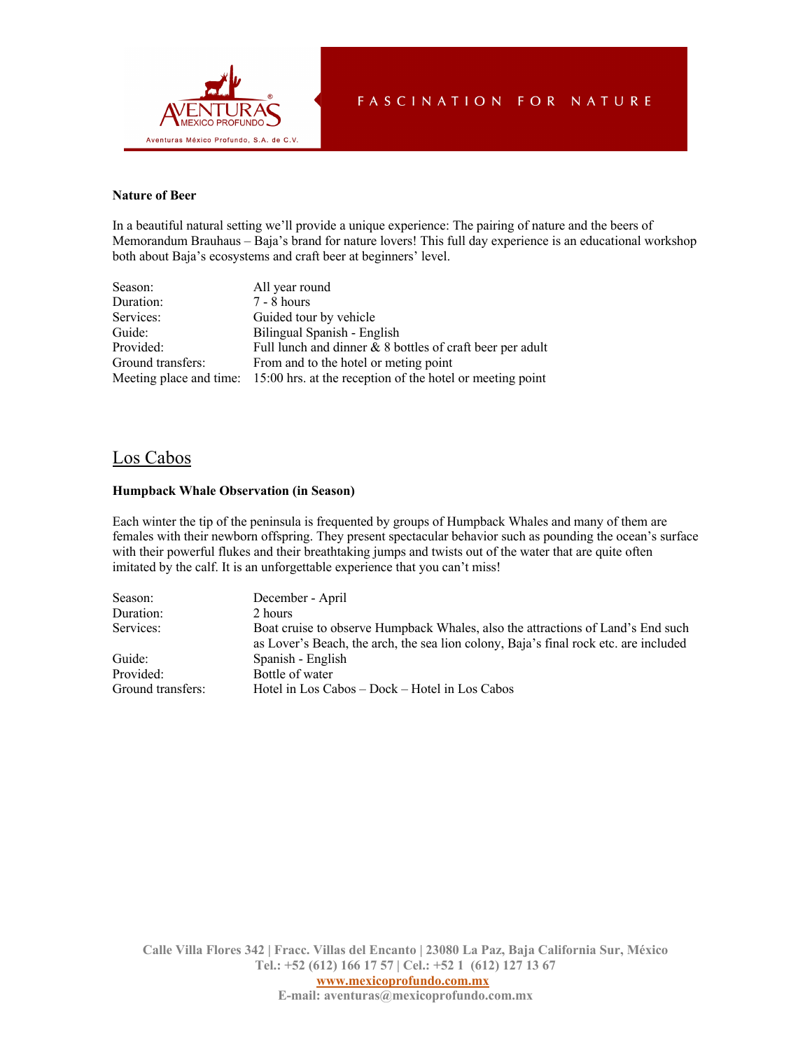**Nature of Beer**

In a beautiful natural setting we'll provide a unique experience: The pairing of nature and the beers of Memorandum Brauhaus – Baja's brand for nature lovers! This full day experience is an educational workshop both about Baja's ecosystems and craft beer at beginners' level.

| | |
|---|---|
| Season: | All year round |
| Duration: | 7 - 8 hours |
| Services: | Guided tour by vehicle |
| Guide: | Bilingual Spanish - English |
| Provided: | Full lunch and dinner & 8 bottles of craft beer per adult |
| Ground transfers: | From and to the hotel or meting point |
| Meeting place and time: | 15:00 hrs. at the reception of the hotel or meeting point |

## Los Cabos

**Humpback Whale Observation (in Season)**

Each winter the tip of the peninsula is frequented by groups of Humpback Whales and many of them are females with their newborn offspring. They present spectacular behavior such as pounding the ocean's surface with their powerful flukes and their breathtaking jumps and twists out of the water that are quite often imitated by the calf. It is an unforgettable experience that you can't miss!

| | |
|---|---|
| Season: | December - April |
| Duration: | 2 hours |
| Services: | Boat cruise to observe Humpback Whales, also the attractions of Land's End such as Lover's Beach, the arch, the sea lion colony, Baja's final rock etc. are included |
| Guide: | Spanish - English |
| Provided: | Bottle of water |
| Ground transfers: | Hotel in Los Cabos – Dock – Hotel in Los Cabos |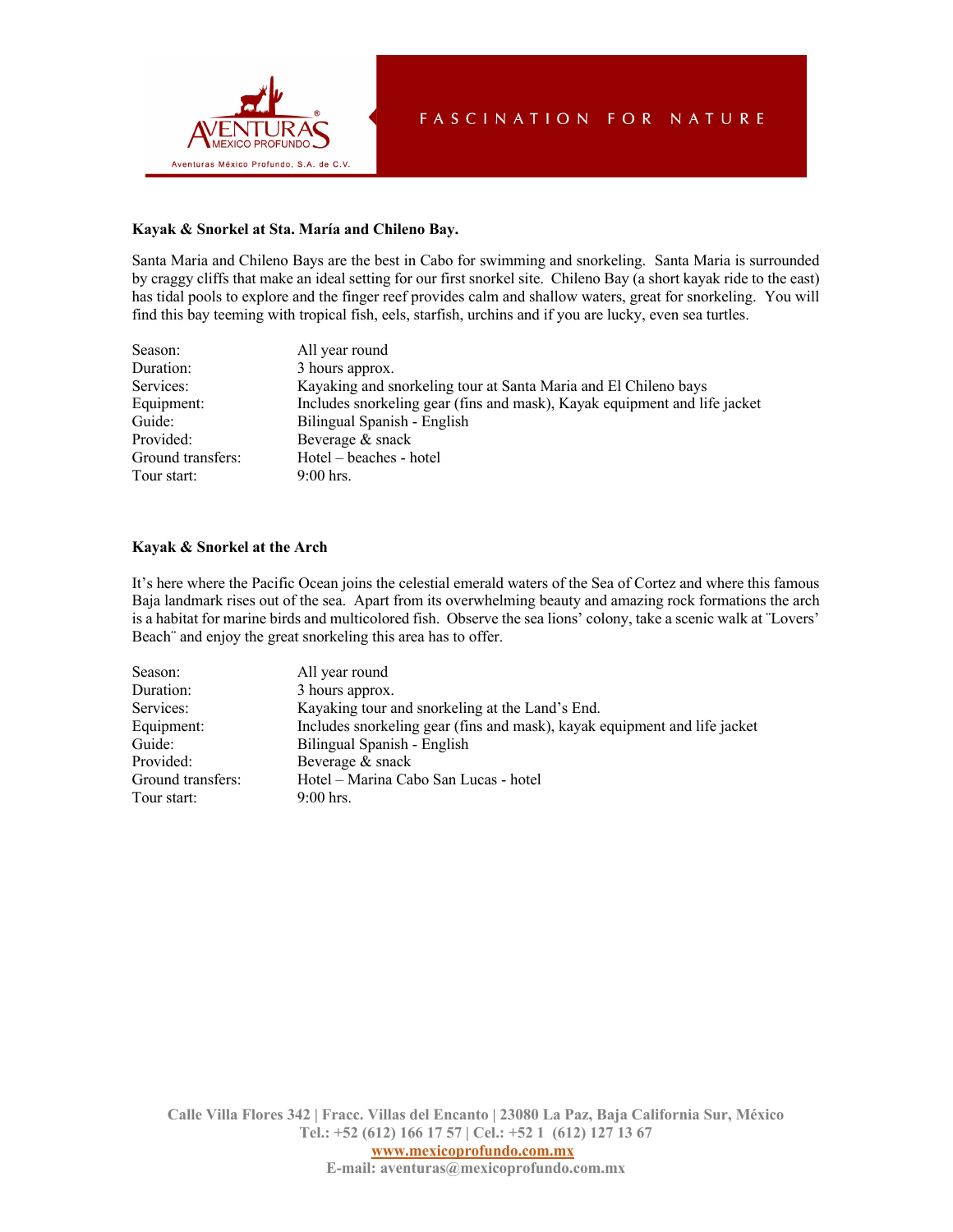### Kayak & Snorkel at Sta. María and Chileno Bay.

Santa Maria and Chileno Bays are the best in Cabo for swimming and snorkeling. Santa Maria is surrounded by craggy cliffs that make an ideal setting for our first snorkel site. Chileno Bay (a short kayak ride to the east) has tidal pools to explore and the finger reef provides calm and shallow waters, great for snorkeling. You will find this bay teeming with tropical fish, eels, starfish, urchins and if you are lucky, even sea turtles.

| | |
|---|---|
| Season: | All year round |
| Duration: | 3 hours approx. |
| Services: | Kayaking and snorkeling tour at Santa Maria and El Chileno bays |
| Equipment: | Includes snorkeling gear (fins and mask), Kayak equipment and life jacket |
| Guide: | Bilingual Spanish - English |
| Provided: | Beverage & snack |
| Ground transfers: | Hotel – beaches - hotel |
| Tour start: | 9:00 hrs. |

### Kayak & Snorkel at the Arch

It's here where the Pacific Ocean joins the celestial emerald waters of the Sea of Cortez and where this famous Baja landmark rises out of the sea. Apart from its overwhelming beauty and amazing rock formations the arch is a habitat for marine birds and multicolored fish. Observe the sea lions' colony, take a scenic walk at ¨Lovers' Beach¨ and enjoy the great snorkeling this area has to offer.

| | |
|---|---|
| Season: | All year round |
| Duration: | 3 hours approx. |
| Services: | Kayaking tour and snorkeling at the Land's End. |
| Equipment: | Includes snorkeling gear (fins and mask), kayak equipment and life jacket |
| Guide: | Bilingual Spanish - English |
| Provided: | Beverage & snack |
| Ground transfers: | Hotel – Marina Cabo San Lucas - hotel |
| Tour start: | 9:00 hrs. |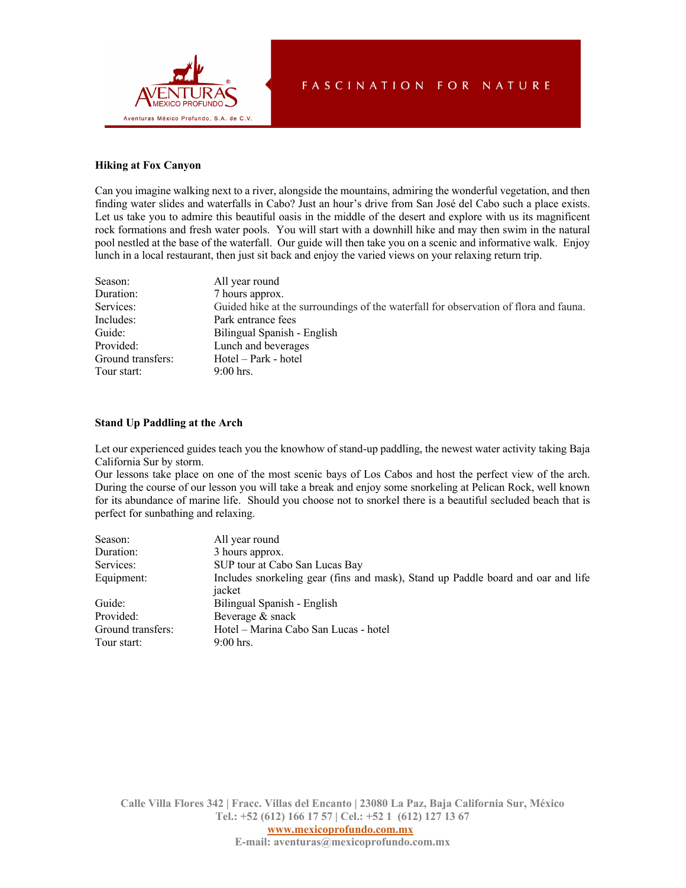## Hiking at Fox Canyon

Can you imagine walking next to a river, alongside the mountains, admiring the wonderful vegetation, and then finding water slides and waterfalls in Cabo? Just an hour's drive from San José del Cabo such a place exists. Let us take you to admire this beautiful oasis in the middle of the desert and explore with us its magnificent rock formations and fresh water pools. You will start with a downhill hike and may then swim in the natural pool nestled at the base of the waterfall. Our guide will then take you on a scenic and informative walk. Enjoy lunch in a local restaurant, then just sit back and enjoy the varied views on your relaxing return trip.

| | |
|---|---|
| Season: | All year round |
| Duration: | 7 hours approx. |
| Services: | Guided hike at the surroundings of the waterfall for observation of flora and fauna. |
| Includes: | Park entrance fees |
| Guide: | Bilingual Spanish - English |
| Provided: | Lunch and beverages |
| Ground transfers: | Hotel – Park - hotel |
| Tour start: | 9:00 hrs. |

## Stand Up Paddling at the Arch

Let our experienced guides teach you the knowhow of stand-up paddling, the newest water activity taking Baja California Sur by storm.
Our lessons take place on one of the most scenic bays of Los Cabos and host the perfect view of the arch. During the course of our lesson you will take a break and enjoy some snorkeling at Pelican Rock, well known for its abundance of marine life. Should you choose not to snorkel there is a beautiful secluded beach that is perfect for sunbathing and relaxing.

| | |
|---|---|
| Season: | All year round |
| Duration: | 3 hours approx. |
| Services: | SUP tour at Cabo San Lucas Bay |
| Equipment: | Includes snorkeling gear (fins and mask), Stand up Paddle board and oar and life jacket |
| Guide: | Bilingual Spanish - English |
| Provided: | Beverage & snack |
| Ground transfers: | Hotel – Marina Cabo San Lucas - hotel |
| Tour start: | 9:00 hrs. |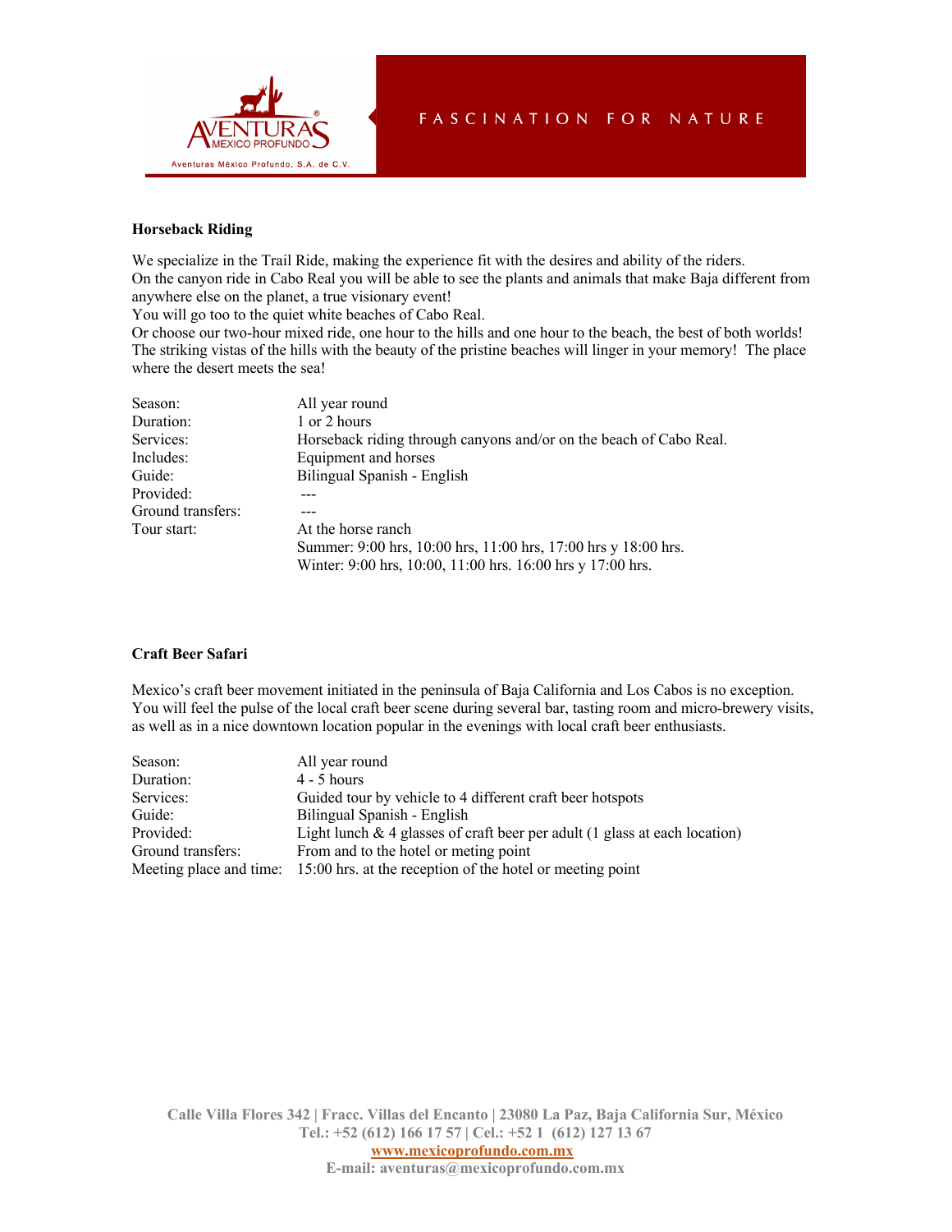### Horseback Riding

We specialize in the Trail Ride, making the experience fit with the desires and ability of the riders.
On the canyon ride in Cabo Real you will be able to see the plants and animals that make Baja different from anywhere else on the planet, a true visionary event!
You will go too to the quiet white beaches of Cabo Real.
Or choose our two-hour mixed ride, one hour to the hills and one hour to the beach, the best of both worlds!
The striking vistas of the hills with the beauty of the pristine beaches will linger in your memory! The place where the desert meets the sea!

| | |
|---|---|
| Season: | All year round |
| Duration: | 1 or 2 hours |
| Services: | Horseback riding through canyons and/or on the beach of Cabo Real. |
| Includes: | Equipment and horses |
| Guide: | Bilingual Spanish - English |
| Provided: | --- |
| Ground transfers: | --- |
| Tour start: | At the horse ranch<br>Summer: 9:00 hrs, 10:00 hrs, 11:00 hrs, 17:00 hrs y 18:00 hrs.<br>Winter: 9:00 hrs, 10:00, 11:00 hrs. 16:00 hrs y 17:00 hrs. |

### Craft Beer Safari

Mexico's craft beer movement initiated in the peninsula of Baja California and Los Cabos is no exception. You will feel the pulse of the local craft beer scene during several bar, tasting room and micro-brewery visits, as well as in a nice downtown location popular in the evenings with local craft beer enthusiasts.

| | |
|---|---|
| Season: | All year round |
| Duration: | 4 - 5 hours |
| Services: | Guided tour by vehicle to 4 different craft beer hotspots |
| Guide: | Bilingual Spanish - English |
| Provided: | Light lunch & 4 glasses of craft beer per adult (1 glass at each location) |
| Ground transfers: | From and to the hotel or meting point |
| Meeting place and time: | 15:00 hrs. at the reception of the hotel or meeting point |